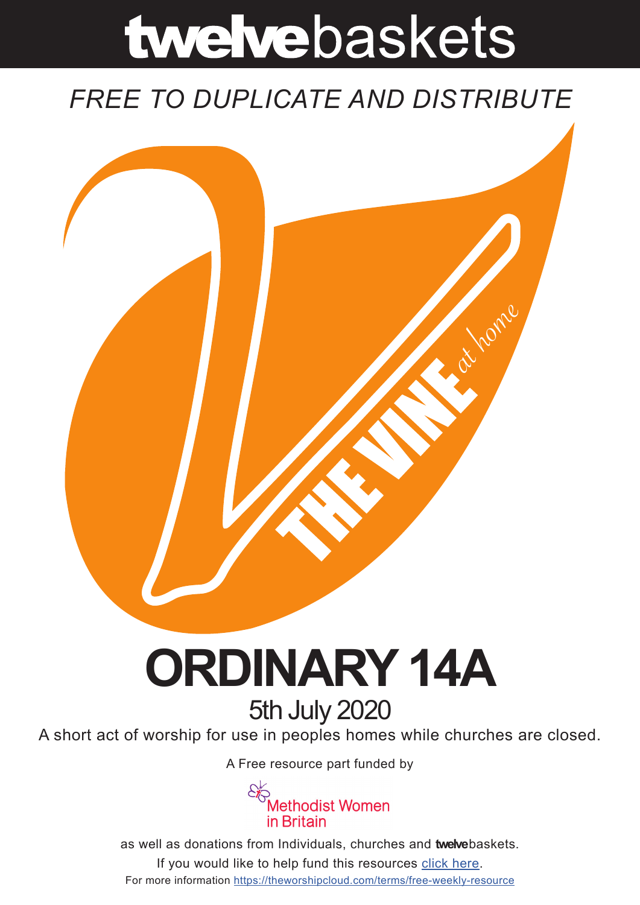# twelvebaskets

*FREE TO DUPLICATE AND DISTRIBUTE*

THE VINE *at home*

# ORDINARY 14A

## 5th July 2020

A short act of worship for use in peoples homes while churches are closed.

A Free resource part funded by

Methodist Women in Britain

as well as donations from Individuals, churches and **twelve**baskets.

If you would like to help fund this resources click here.

For more information https://theworshipcloud.com/terms/free-weekly-resource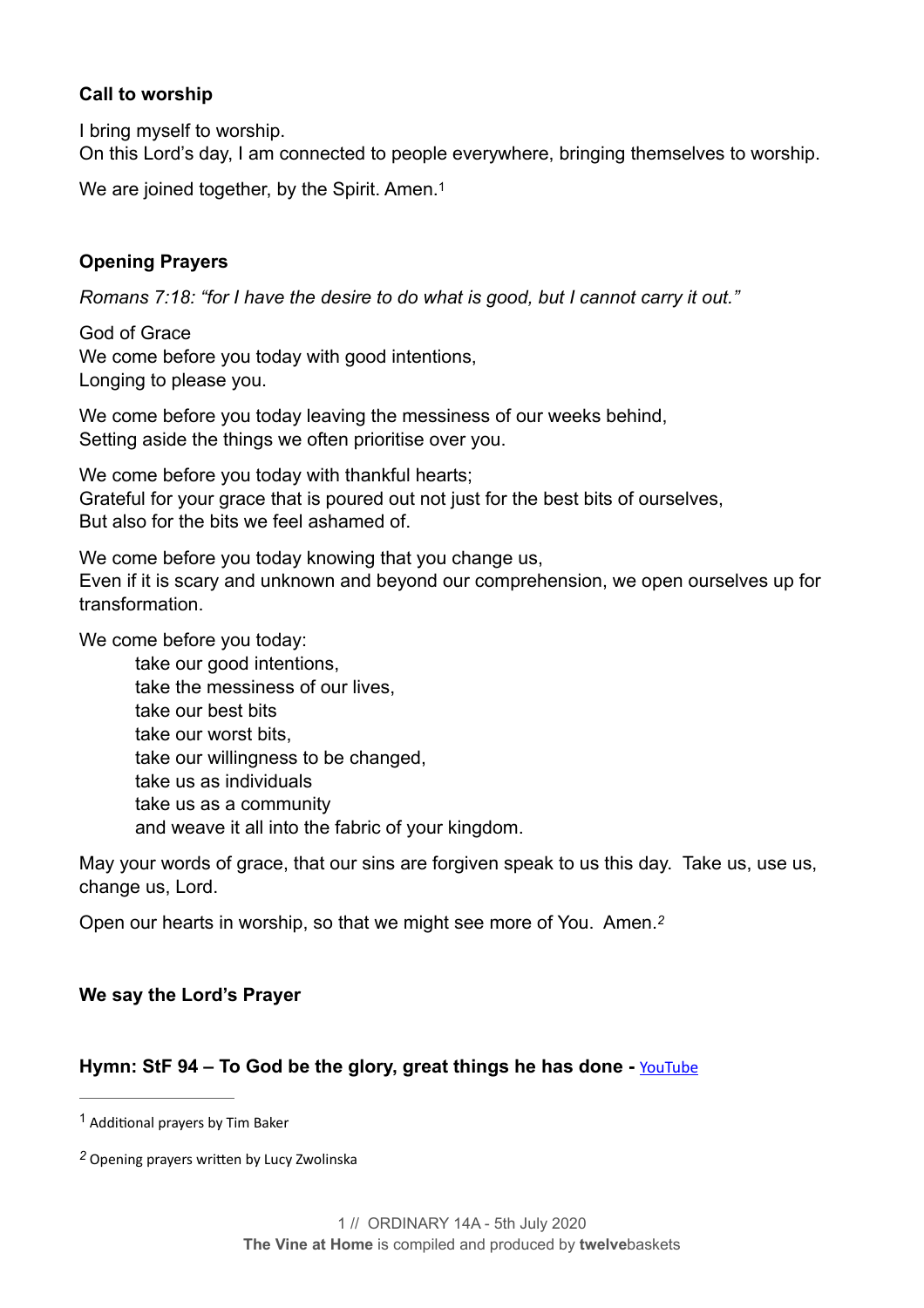**Call to worship**

I bring myself to worship.
On this Lord's day, I am connected to people everywhere, bringing themselves to worship.

We are joined together, by the Spirit. Amen.[1]

**Opening Prayers**

*Romans 7:18: "for I have the desire to do what is good, but I cannot carry it out."*

God of Grace
We come before you today with good intentions,
Longing to please you.

We come before you today leaving the messiness of our weeks behind,
Setting aside the things we often prioritise over you.

We come before you today with thankful hearts;
Grateful for your grace that is poured out not just for the best bits of ourselves,
But also for the bits we feel ashamed of.

We come before you today knowing that you change us,
Even if it is scary and unknown and beyond our comprehension, we open ourselves up for transformation.

We come before you today:
take our good intentions,
take the messiness of our lives,
take our best bits
take our worst bits,
take our willingness to be changed,
take us as individuals
take us as a community
and weave it all into the fabric of your kingdom.

May your words of grace, that our sins are forgiven speak to us this day. Take us, use us, change us, Lord.

Open our hearts in worship, so that we might see more of You. Amen.[2]

**We say the Lord's Prayer**

**Hymn: StF 94 – To God be the glory, great things he has done -** YouTube

[1] Additional prayers by Tim Baker

[2] Opening prayers written by Lucy Zwolinska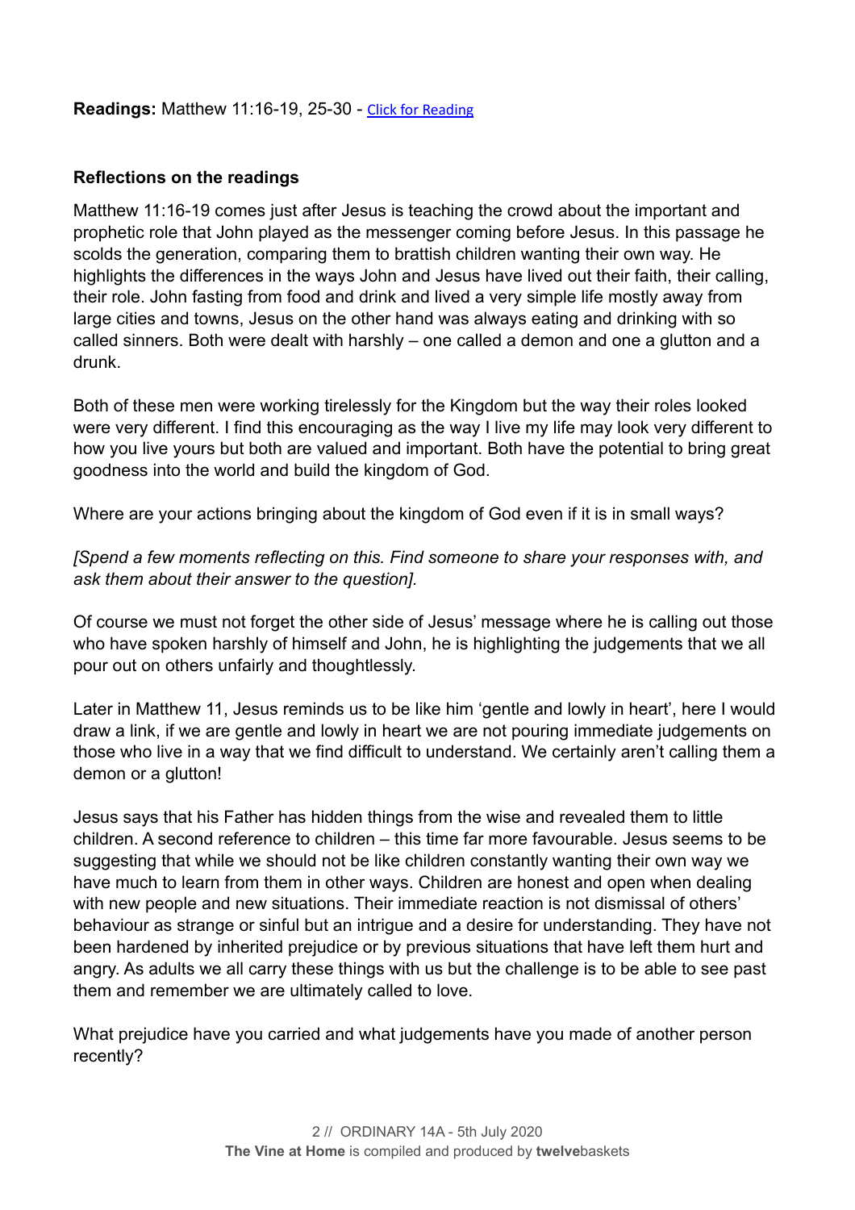**Readings:** Matthew 11:16-19, 25-30 - Click for Reading

**Reflections on the readings**

Matthew 11:16-19 comes just after Jesus is teaching the crowd about the important and prophetic role that John played as the messenger coming before Jesus. In this passage he scolds the generation, comparing them to brattish children wanting their own way. He highlights the differences in the ways John and Jesus have lived out their faith, their calling, their role. John fasting from food and drink and lived a very simple life mostly away from large cities and towns, Jesus on the other hand was always eating and drinking with so called sinners. Both were dealt with harshly – one called a demon and one a glutton and a drunk.

Both of these men were working tirelessly for the Kingdom but the way their roles looked were very different. I find this encouraging as the way I live my life may look very different to how you live yours but both are valued and important. Both have the potential to bring great goodness into the world and build the kingdom of God.

Where are your actions bringing about the kingdom of God even if it is in small ways?

*[Spend a few moments reflecting on this. Find someone to share your responses with, and ask them about their answer to the question].*

Of course we must not forget the other side of Jesus' message where he is calling out those who have spoken harshly of himself and John, he is highlighting the judgements that we all pour out on others unfairly and thoughtlessly.

Later in Matthew 11, Jesus reminds us to be like him 'gentle and lowly in heart', here I would draw a link, if we are gentle and lowly in heart we are not pouring immediate judgements on those who live in a way that we find difficult to understand. We certainly aren't calling them a demon or a glutton!

Jesus says that his Father has hidden things from the wise and revealed them to little children. A second reference to children – this time far more favourable. Jesus seems to be suggesting that while we should not be like children constantly wanting their own way we have much to learn from them in other ways. Children are honest and open when dealing with new people and new situations. Their immediate reaction is not dismissal of others' behaviour as strange or sinful but an intrigue and a desire for understanding. They have not been hardened by inherited prejudice or by previous situations that have left them hurt and angry. As adults we all carry these things with us but the challenge is to be able to see past them and remember we are ultimately called to love.

What prejudice have you carried and what judgements have you made of another person recently?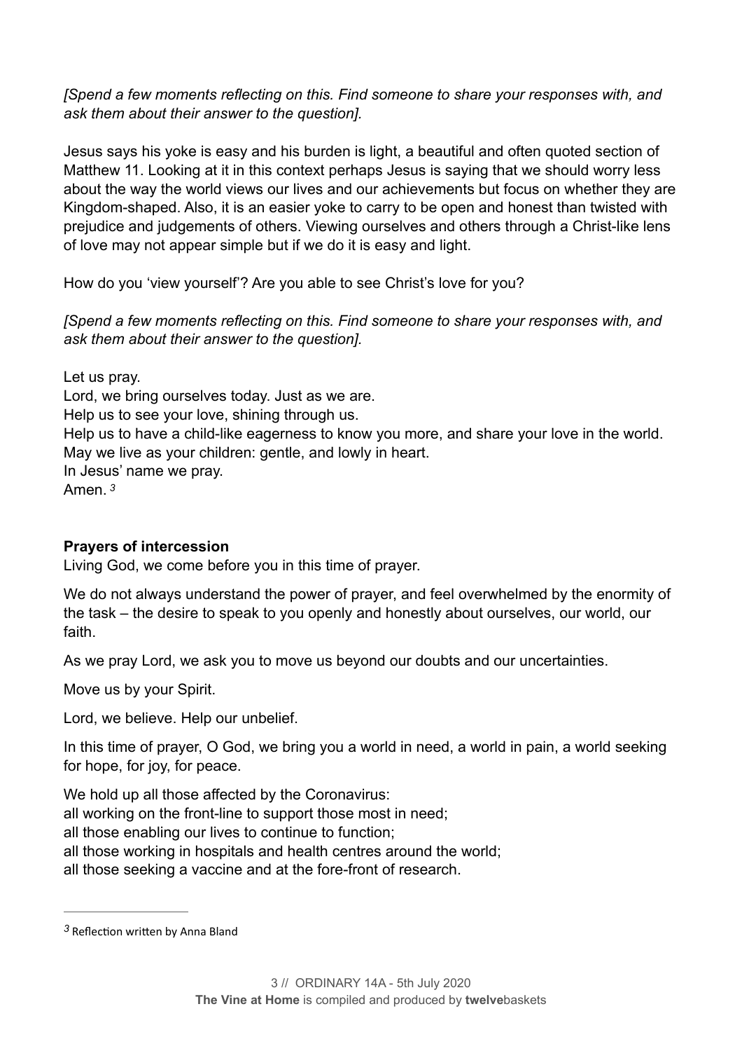*[Spend a few moments reflecting on this. Find someone to share your responses with, and ask them about their answer to the question].*

Jesus says his yoke is easy and his burden is light, a beautiful and often quoted section of Matthew 11. Looking at it in this context perhaps Jesus is saying that we should worry less about the way the world views our lives and our achievements but focus on whether they are Kingdom-shaped. Also, it is an easier yoke to carry to be open and honest than twisted with prejudice and judgements of others. Viewing ourselves and others through a Christ-like lens of love may not appear simple but if we do it is easy and light.

How do you 'view yourself'? Are you able to see Christ's love for you?

*[Spend a few moments reflecting on this. Find someone to share your responses with, and ask them about their answer to the question].*

Let us pray.
Lord, we bring ourselves today. Just as we are.
Help us to see your love, shining through us.
Help us to have a child-like eagerness to know you more, and share your love in the world.
May we live as your children: gentle, and lowly in heart.
In Jesus' name we pray.
Amen. [3]

**Prayers of intercession**

Living God, we come before you in this time of prayer.

We do not always understand the power of prayer, and feel overwhelmed by the enormity of the task – the desire to speak to you openly and honestly about ourselves, our world, our faith.

As we pray Lord, we ask you to move us beyond our doubts and our uncertainties.

Move us by your Spirit.

Lord, we believe. Help our unbelief.

In this time of prayer, O God, we bring you a world in need, a world in pain, a world seeking for hope, for joy, for peace.

We hold up all those affected by the Coronavirus:
all working on the front-line to support those most in need;
all those enabling our lives to continue to function;
all those working in hospitals and health centres around the world;
all those seeking a vaccine and at the fore-front of research.

---

[3] Reflection written by Anna Bland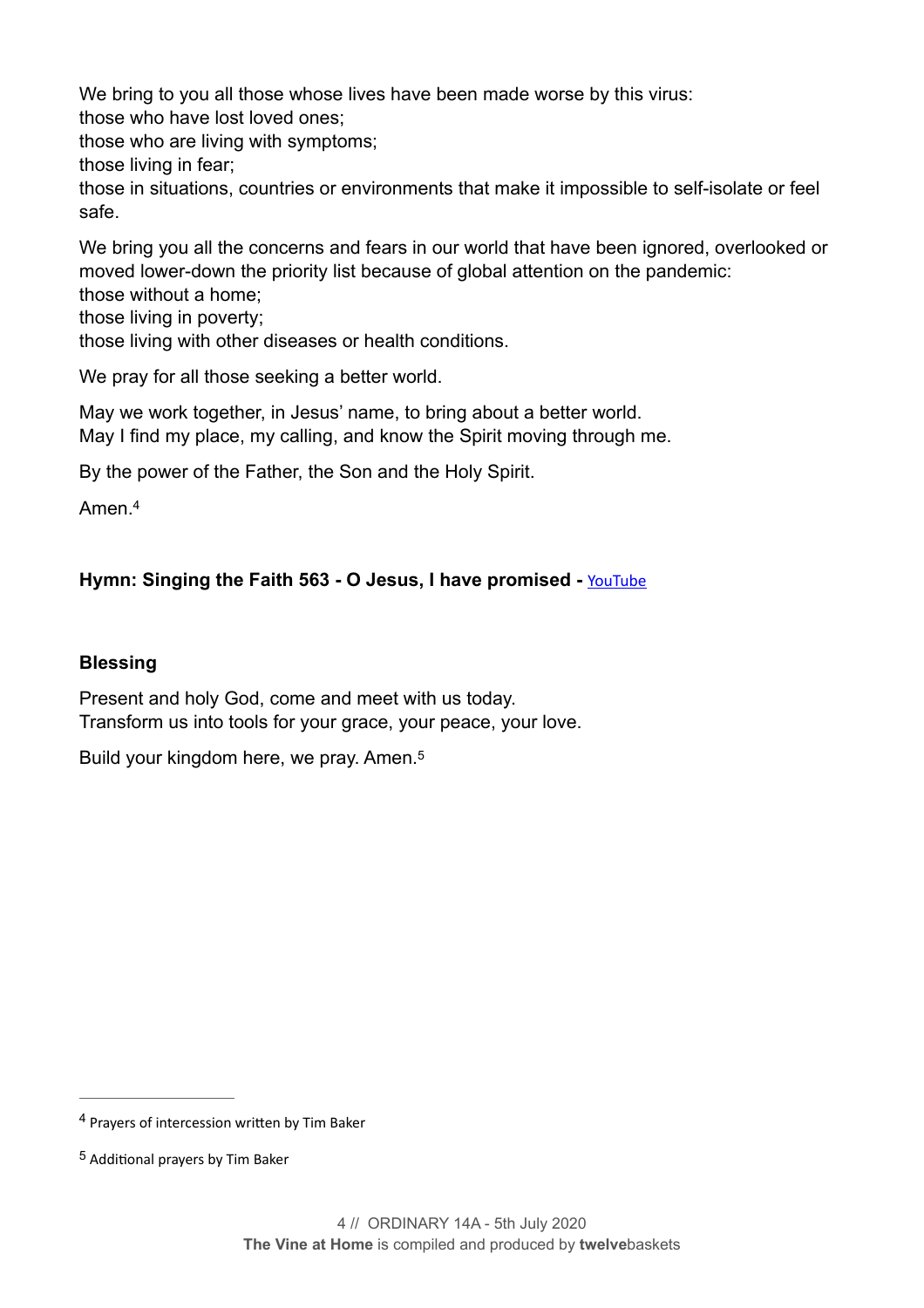We bring to you all those whose lives have been made worse by this virus:
those who have lost loved ones;
those who are living with symptoms;
those living in fear;
those in situations, countries or environments that make it impossible to self-isolate or feel safe.

We bring you all the concerns and fears in our world that have been ignored, overlooked or moved lower-down the priority list because of global attention on the pandemic:
those without a home;
those living in poverty;
those living with other diseases or health conditions.

We pray for all those seeking a better world.

May we work together, in Jesus' name, to bring about a better world.
May I find my place, my calling, and know the Spirit moving through me.

By the power of the Father, the Son and the Holy Spirit.

Amen.[4]

**Hymn: Singing the Faith 563 - O Jesus, I have promised -** YouTube

**Blessing**

Present and holy God, come and meet with us today.
Transform us into tools for your grace, your peace, your love.

Build your kingdom here, we pray. Amen.[5]

---

[4] Prayers of intercession written by Tim Baker

[5] Additional prayers by Tim Baker